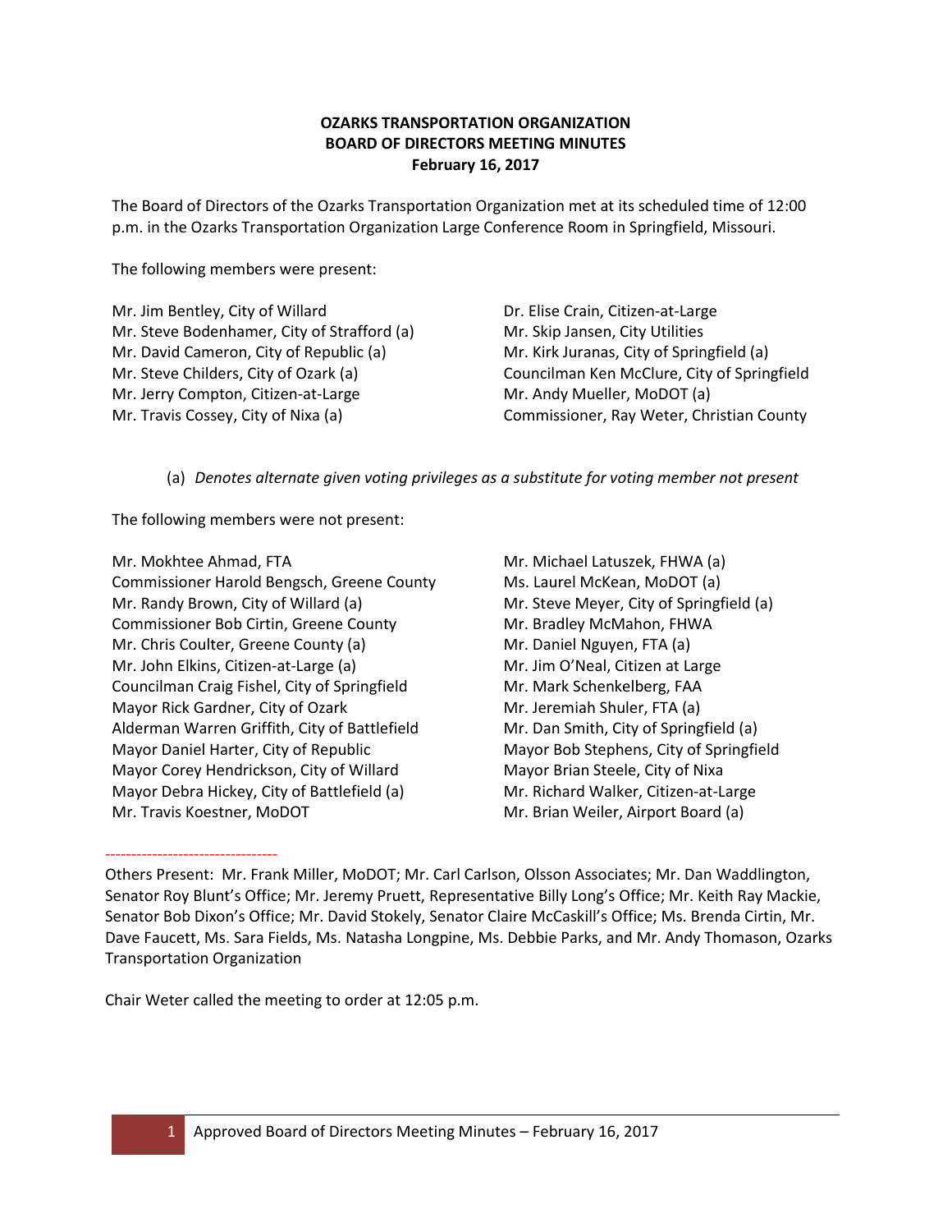**OZARKS TRANSPORTATION ORGANIZATION**
**BOARD OF DIRECTORS MEETING MINUTES**
**February 16, 2017**

The Board of Directors of the Ozarks Transportation Organization met at its scheduled time of 12:00 p.m. in the Ozarks Transportation Organization Large Conference Room in Springfield, Missouri.

The following members were present:

Mr. Jim Bentley, City of Willard
Mr. Steve Bodenhamer, City of Strafford (a)
Mr. David Cameron, City of Republic (a)
Mr. Steve Childers, City of Ozark (a)
Mr. Jerry Compton, Citizen-at-Large
Mr. Travis Cossey, City of Nixa (a)
Dr. Elise Crain, Citizen-at-Large
Mr. Skip Jansen, City Utilities
Mr. Kirk Juranas, City of Springfield (a)
Councilman Ken McClure, City of Springfield
Mr. Andy Mueller, MoDOT (a)
Commissioner, Ray Weter, Christian County

(a) *Denotes alternate given voting privileges as a substitute for voting member not present*

The following members were not present:

Mr. Mokhtee Ahmad, FTA
Commissioner Harold Bengsch, Greene County
Mr. Randy Brown, City of Willard (a)
Commissioner Bob Cirtin, Greene County
Mr. Chris Coulter, Greene County (a)
Mr. John Elkins, Citizen-at-Large (a)
Councilman Craig Fishel, City of Springfield
Mayor Rick Gardner, City of Ozark
Alderman Warren Griffith, City of Battlefield
Mayor Daniel Harter, City of Republic
Mayor Corey Hendrickson, City of Willard
Mayor Debra Hickey, City of Battlefield (a)
Mr. Travis Koestner, MoDOT
Mr. Michael Latuszek, FHWA (a)
Ms. Laurel McKean, MoDOT (a)
Mr. Steve Meyer, City of Springfield (a)
Mr. Bradley McMahon, FHWA
Mr. Daniel Nguyen, FTA (a)
Mr. Jim O'Neal, Citizen at Large
Mr. Mark Schenkelberg, FAA
Mr. Jeremiah Shuler, FTA (a)
Mr. Dan Smith, City of Springfield (a)
Mayor Bob Stephens, City of Springfield
Mayor Brian Steele, City of Nixa
Mr. Richard Walker, Citizen-at-Large
Mr. Brian Weiler, Airport Board (a)

---

Others Present: Mr. Frank Miller, MoDOT; Mr. Carl Carlson, Olsson Associates; Mr. Dan Waddlington, Senator Roy Blunt's Office; Mr. Jeremy Pruett, Representative Billy Long's Office; Mr. Keith Ray Mackie, Senator Bob Dixon's Office; Mr. David Stokely, Senator Claire McCaskill's Office; Ms. Brenda Cirtin, Mr. Dave Faucett, Ms. Sara Fields, Ms. Natasha Longpine, Ms. Debbie Parks, and Mr. Andy Thomason, Ozarks Transportation Organization

Chair Weter called the meeting to order at 12:05 p.m.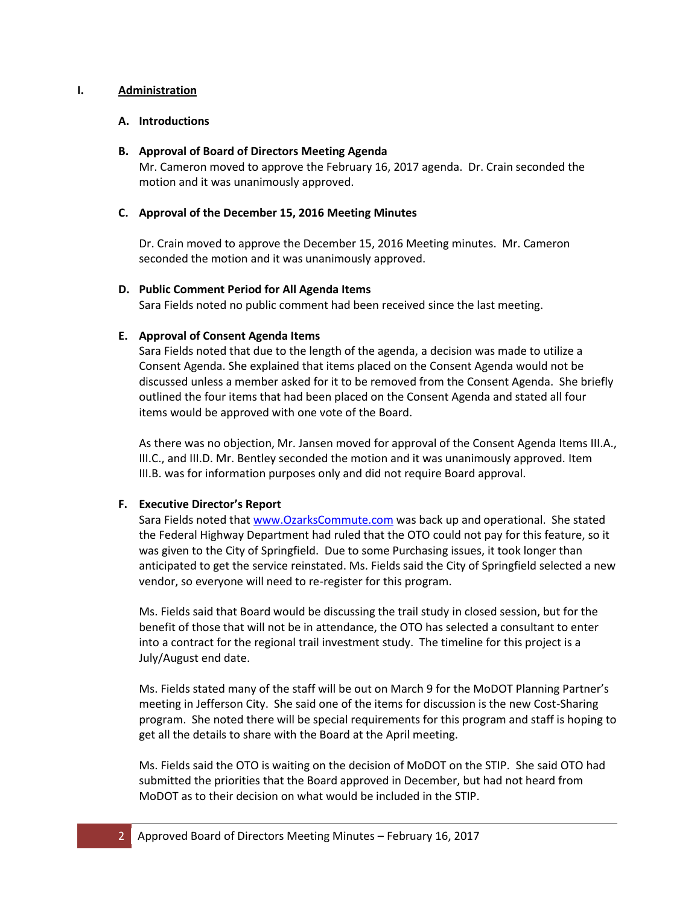## I. Administration

### A. Introductions

### B. Approval of Board of Directors Meeting Agenda

Mr. Cameron moved to approve the February 16, 2017 agenda. Dr. Crain seconded the motion and it was unanimously approved.

### C. Approval of the December 15, 2016 Meeting Minutes

Dr. Crain moved to approve the December 15, 2016 Meeting minutes. Mr. Cameron seconded the motion and it was unanimously approved.

### D. Public Comment Period for All Agenda Items

Sara Fields noted no public comment had been received since the last meeting.

### E. Approval of Consent Agenda Items

Sara Fields noted that due to the length of the agenda, a decision was made to utilize a Consent Agenda. She explained that items placed on the Consent Agenda would not be discussed unless a member asked for it to be removed from the Consent Agenda. She briefly outlined the four items that had been placed on the Consent Agenda and stated all four items would be approved with one vote of the Board.

As there was no objection, Mr. Jansen moved for approval of the Consent Agenda Items III.A., III.C., and III.D. Mr. Bentley seconded the motion and it was unanimously approved. Item III.B. was for information purposes only and did not require Board approval.

### F. Executive Director's Report

Sara Fields noted that [www.OzarksCommute.com](www.OzarksCommute.com) was back up and operational. She stated the Federal Highway Department had ruled that the OTO could not pay for this feature, so it was given to the City of Springfield. Due to some Purchasing issues, it took longer than anticipated to get the service reinstated. Ms. Fields said the City of Springfield selected a new vendor, so everyone will need to re-register for this program.

Ms. Fields said that Board would be discussing the trail study in closed session, but for the benefit of those that will not be in attendance, the OTO has selected a consultant to enter into a contract for the regional trail investment study. The timeline for this project is a July/August end date.

Ms. Fields stated many of the staff will be out on March 9 for the MoDOT Planning Partner's meeting in Jefferson City. She said one of the items for discussion is the new Cost-Sharing program. She noted there will be special requirements for this program and staff is hoping to get all the details to share with the Board at the April meeting.

Ms. Fields said the OTO is waiting on the decision of MoDOT on the STIP. She said OTO had submitted the priorities that the Board approved in December, but had not heard from MoDOT as to their decision on what would be included in the STIP.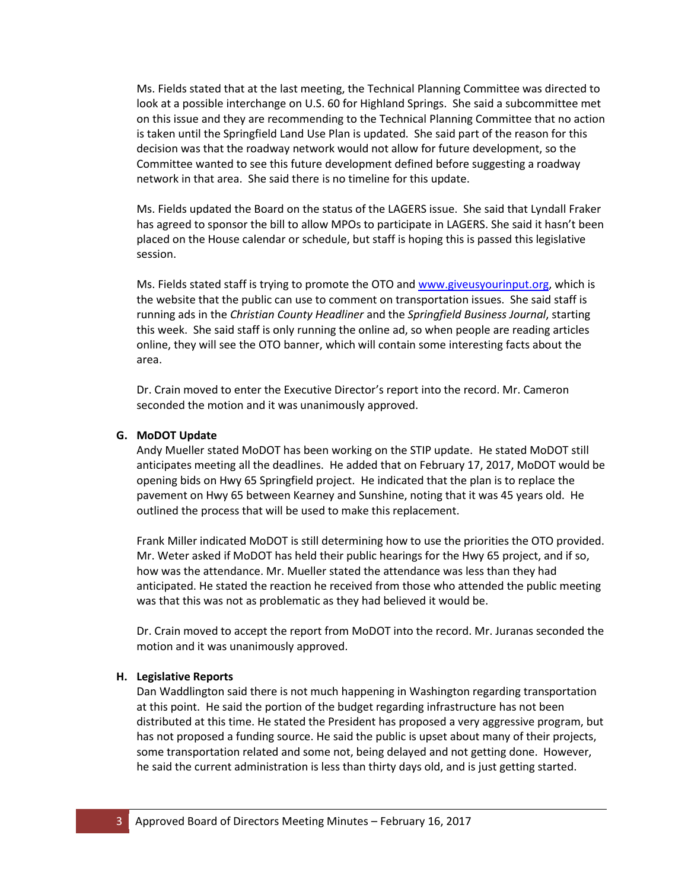Ms. Fields stated that at the last meeting, the Technical Planning Committee was directed to look at a possible interchange on U.S. 60 for Highland Springs. She said a subcommittee met on this issue and they are recommending to the Technical Planning Committee that no action is taken until the Springfield Land Use Plan is updated. She said part of the reason for this decision was that the roadway network would not allow for future development, so the Committee wanted to see this future development defined before suggesting a roadway network in that area. She said there is no timeline for this update.

Ms. Fields updated the Board on the status of the LAGERS issue. She said that Lyndall Fraker has agreed to sponsor the bill to allow MPOs to participate in LAGERS. She said it hasn't been placed on the House calendar or schedule, but staff is hoping this is passed this legislative session.

Ms. Fields stated staff is trying to promote the OTO and www.giveusyourinput.org, which is the website that the public can use to comment on transportation issues. She said staff is running ads in the *Christian County Headliner* and the *Springfield Business Journal*, starting this week. She said staff is only running the online ad, so when people are reading articles online, they will see the OTO banner, which will contain some interesting facts about the area.

Dr. Crain moved to enter the Executive Director's report into the record. Mr. Cameron seconded the motion and it was unanimously approved.

**G. MoDOT Update**

Andy Mueller stated MoDOT has been working on the STIP update. He stated MoDOT still anticipates meeting all the deadlines. He added that on February 17, 2017, MoDOT would be opening bids on Hwy 65 Springfield project. He indicated that the plan is to replace the pavement on Hwy 65 between Kearney and Sunshine, noting that it was 45 years old. He outlined the process that will be used to make this replacement.

Frank Miller indicated MoDOT is still determining how to use the priorities the OTO provided. Mr. Weter asked if MoDOT has held their public hearings for the Hwy 65 project, and if so, how was the attendance. Mr. Mueller stated the attendance was less than they had anticipated. He stated the reaction he received from those who attended the public meeting was that this was not as problematic as they had believed it would be.

Dr. Crain moved to accept the report from MoDOT into the record. Mr. Juranas seconded the motion and it was unanimously approved.

**H. Legislative Reports**

Dan Waddlington said there is not much happening in Washington regarding transportation at this point. He said the portion of the budget regarding infrastructure has not been distributed at this time. He stated the President has proposed a very aggressive program, but has not proposed a funding source. He said the public is upset about many of their projects, some transportation related and some not, being delayed and not getting done. However, he said the current administration is less than thirty days old, and is just getting started.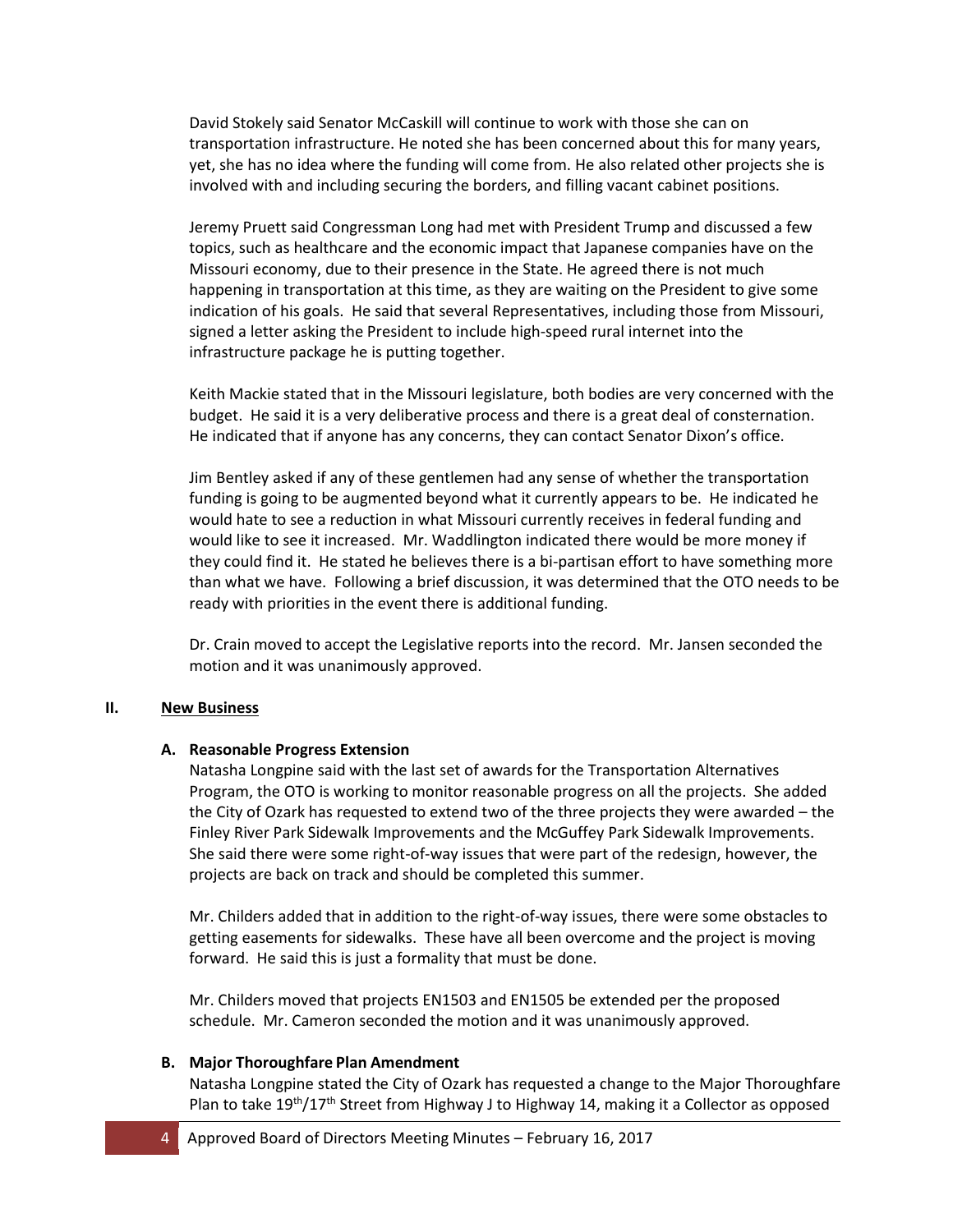David Stokely said Senator McCaskill will continue to work with those she can on transportation infrastructure. He noted she has been concerned about this for many years, yet, she has no idea where the funding will come from. He also related other projects she is involved with and including securing the borders, and filling vacant cabinet positions.

Jeremy Pruett said Congressman Long had met with President Trump and discussed a few topics, such as healthcare and the economic impact that Japanese companies have on the Missouri economy, due to their presence in the State. He agreed there is not much happening in transportation at this time, as they are waiting on the President to give some indication of his goals. He said that several Representatives, including those from Missouri, signed a letter asking the President to include high-speed rural internet into the infrastructure package he is putting together.

Keith Mackie stated that in the Missouri legislature, both bodies are very concerned with the budget. He said it is a very deliberative process and there is a great deal of consternation. He indicated that if anyone has any concerns, they can contact Senator Dixon's office.

Jim Bentley asked if any of these gentlemen had any sense of whether the transportation funding is going to be augmented beyond what it currently appears to be. He indicated he would hate to see a reduction in what Missouri currently receives in federal funding and would like to see it increased. Mr. Waddlington indicated there would be more money if they could find it. He stated he believes there is a bi-partisan effort to have something more than what we have. Following a brief discussion, it was determined that the OTO needs to be ready with priorities in the event there is additional funding.

Dr. Crain moved to accept the Legislative reports into the record. Mr. Jansen seconded the motion and it was unanimously approved.

## II. New Business

### A. Reasonable Progress Extension

Natasha Longpine said with the last set of awards for the Transportation Alternatives Program, the OTO is working to monitor reasonable progress on all the projects. She added the City of Ozark has requested to extend two of the three projects they were awarded – the Finley River Park Sidewalk Improvements and the McGuffey Park Sidewalk Improvements. She said there were some right-of-way issues that were part of the redesign, however, the projects are back on track and should be completed this summer.

Mr. Childers added that in addition to the right-of-way issues, there were some obstacles to getting easements for sidewalks. These have all been overcome and the project is moving forward. He said this is just a formality that must be done.

Mr. Childers moved that projects EN1503 and EN1505 be extended per the proposed schedule. Mr. Cameron seconded the motion and it was unanimously approved.

### B. Major Thoroughfare Plan Amendment

Natasha Longpine stated the City of Ozark has requested a change to the Major Thoroughfare Plan to take 19th/17th Street from Highway J to Highway 14, making it a Collector as opposed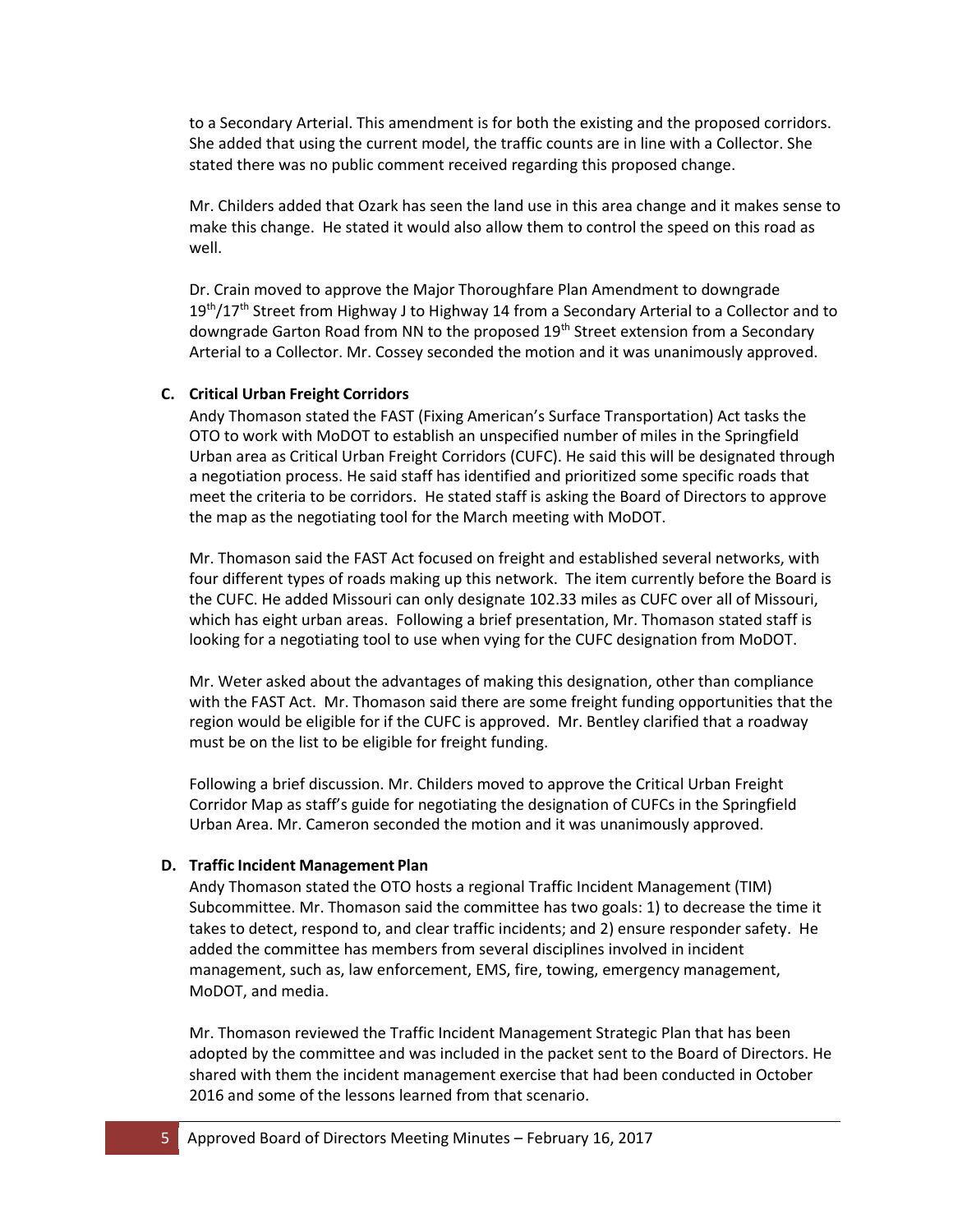to a Secondary Arterial. This amendment is for both the existing and the proposed corridors. She added that using the current model, the traffic counts are in line with a Collector. She stated there was no public comment received regarding this proposed change.

Mr. Childers added that Ozark has seen the land use in this area change and it makes sense to make this change. He stated it would also allow them to control the speed on this road as well.

Dr. Crain moved to approve the Major Thoroughfare Plan Amendment to downgrade 19th/17th Street from Highway J to Highway 14 from a Secondary Arterial to a Collector and to downgrade Garton Road from NN to the proposed 19th Street extension from a Secondary Arterial to a Collector. Mr. Cossey seconded the motion and it was unanimously approved.

**C. Critical Urban Freight Corridors**

Andy Thomason stated the FAST (Fixing American's Surface Transportation) Act tasks the OTO to work with MoDOT to establish an unspecified number of miles in the Springfield Urban area as Critical Urban Freight Corridors (CUFC). He said this will be designated through a negotiation process. He said staff has identified and prioritized some specific roads that meet the criteria to be corridors. He stated staff is asking the Board of Directors to approve the map as the negotiating tool for the March meeting with MoDOT.

Mr. Thomason said the FAST Act focused on freight and established several networks, with four different types of roads making up this network. The item currently before the Board is the CUFC. He added Missouri can only designate 102.33 miles as CUFC over all of Missouri, which has eight urban areas. Following a brief presentation, Mr. Thomason stated staff is looking for a negotiating tool to use when vying for the CUFC designation from MoDOT.

Mr. Weter asked about the advantages of making this designation, other than compliance with the FAST Act. Mr. Thomason said there are some freight funding opportunities that the region would be eligible for if the CUFC is approved. Mr. Bentley clarified that a roadway must be on the list to be eligible for freight funding.

Following a brief discussion. Mr. Childers moved to approve the Critical Urban Freight Corridor Map as staff's guide for negotiating the designation of CUFCs in the Springfield Urban Area. Mr. Cameron seconded the motion and it was unanimously approved.

**D. Traffic Incident Management Plan**

Andy Thomason stated the OTO hosts a regional Traffic Incident Management (TIM) Subcommittee. Mr. Thomason said the committee has two goals: 1) to decrease the time it takes to detect, respond to, and clear traffic incidents; and 2) ensure responder safety. He added the committee has members from several disciplines involved in incident management, such as, law enforcement, EMS, fire, towing, emergency management, MoDOT, and media.

Mr. Thomason reviewed the Traffic Incident Management Strategic Plan that has been adopted by the committee and was included in the packet sent to the Board of Directors. He shared with them the incident management exercise that had been conducted in October 2016 and some of the lessons learned from that scenario.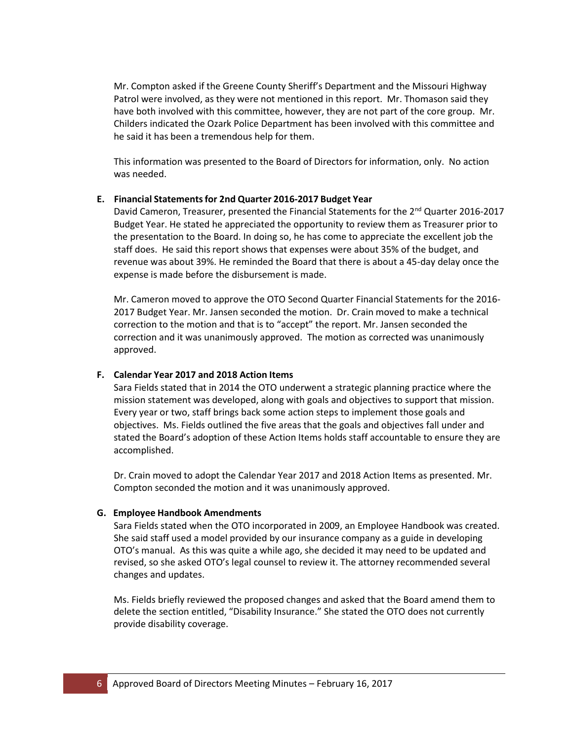Mr. Compton asked if the Greene County Sheriff's Department and the Missouri Highway Patrol were involved, as they were not mentioned in this report. Mr. Thomason said they have both involved with this committee, however, they are not part of the core group. Mr. Childers indicated the Ozark Police Department has been involved with this committee and he said it has been a tremendous help for them.

This information was presented to the Board of Directors for information, only. No action was needed.

**E. Financial Statements for 2nd Quarter 2016-2017 Budget Year**

David Cameron, Treasurer, presented the Financial Statements for the 2nd Quarter 2016-2017 Budget Year. He stated he appreciated the opportunity to review them as Treasurer prior to the presentation to the Board. In doing so, he has come to appreciate the excellent job the staff does. He said this report shows that expenses were about 35% of the budget, and revenue was about 39%. He reminded the Board that there is about a 45-day delay once the expense is made before the disbursement is made.

Mr. Cameron moved to approve the OTO Second Quarter Financial Statements for the 2016-2017 Budget Year. Mr. Jansen seconded the motion. Dr. Crain moved to make a technical correction to the motion and that is to "accept" the report. Mr. Jansen seconded the correction and it was unanimously approved. The motion as corrected was unanimously approved.

**F. Calendar Year 2017 and 2018 Action Items**

Sara Fields stated that in 2014 the OTO underwent a strategic planning practice where the mission statement was developed, along with goals and objectives to support that mission. Every year or two, staff brings back some action steps to implement those goals and objectives. Ms. Fields outlined the five areas that the goals and objectives fall under and stated the Board's adoption of these Action Items holds staff accountable to ensure they are accomplished.

Dr. Crain moved to adopt the Calendar Year 2017 and 2018 Action Items as presented. Mr. Compton seconded the motion and it was unanimously approved.

**G. Employee Handbook Amendments**

Sara Fields stated when the OTO incorporated in 2009, an Employee Handbook was created. She said staff used a model provided by our insurance company as a guide in developing OTO's manual. As this was quite a while ago, she decided it may need to be updated and revised, so she asked OTO's legal counsel to review it. The attorney recommended several changes and updates.

Ms. Fields briefly reviewed the proposed changes and asked that the Board amend them to delete the section entitled, "Disability Insurance." She stated the OTO does not currently provide disability coverage.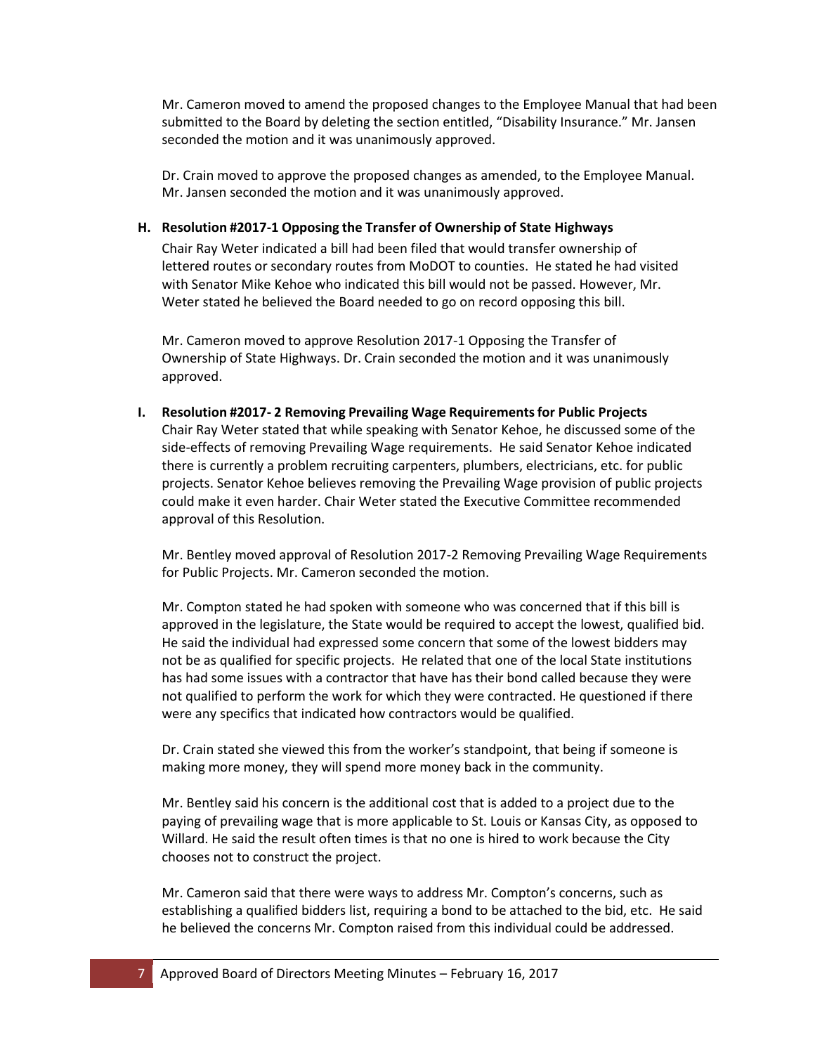Mr. Cameron moved to amend the proposed changes to the Employee Manual that had been submitted to the Board by deleting the section entitled, "Disability Insurance." Mr. Jansen seconded the motion and it was unanimously approved.

Dr. Crain moved to approve the proposed changes as amended, to the Employee Manual. Mr. Jansen seconded the motion and it was unanimously approved.

**H. Resolution #2017-1 Opposing the Transfer of Ownership of State Highways**

Chair Ray Weter indicated a bill had been filed that would transfer ownership of lettered routes or secondary routes from MoDOT to counties. He stated he had visited with Senator Mike Kehoe who indicated this bill would not be passed. However, Mr. Weter stated he believed the Board needed to go on record opposing this bill.

Mr. Cameron moved to approve Resolution 2017-1 Opposing the Transfer of Ownership of State Highways. Dr. Crain seconded the motion and it was unanimously approved.

**I. Resolution #2017- 2 Removing Prevailing Wage Requirements for Public Projects**

Chair Ray Weter stated that while speaking with Senator Kehoe, he discussed some of the side-effects of removing Prevailing Wage requirements. He said Senator Kehoe indicated there is currently a problem recruiting carpenters, plumbers, electricians, etc. for public projects. Senator Kehoe believes removing the Prevailing Wage provision of public projects could make it even harder. Chair Weter stated the Executive Committee recommended approval of this Resolution.

Mr. Bentley moved approval of Resolution 2017-2 Removing Prevailing Wage Requirements for Public Projects. Mr. Cameron seconded the motion.

Mr. Compton stated he had spoken with someone who was concerned that if this bill is approved in the legislature, the State would be required to accept the lowest, qualified bid. He said the individual had expressed some concern that some of the lowest bidders may not be as qualified for specific projects. He related that one of the local State institutions has had some issues with a contractor that have has their bond called because they were not qualified to perform the work for which they were contracted. He questioned if there were any specifics that indicated how contractors would be qualified.

Dr. Crain stated she viewed this from the worker's standpoint, that being if someone is making more money, they will spend more money back in the community.

Mr. Bentley said his concern is the additional cost that is added to a project due to the paying of prevailing wage that is more applicable to St. Louis or Kansas City, as opposed to Willard. He said the result often times is that no one is hired to work because the City chooses not to construct the project.

Mr. Cameron said that there were ways to address Mr. Compton's concerns, such as establishing a qualified bidders list, requiring a bond to be attached to the bid, etc. He said he believed the concerns Mr. Compton raised from this individual could be addressed.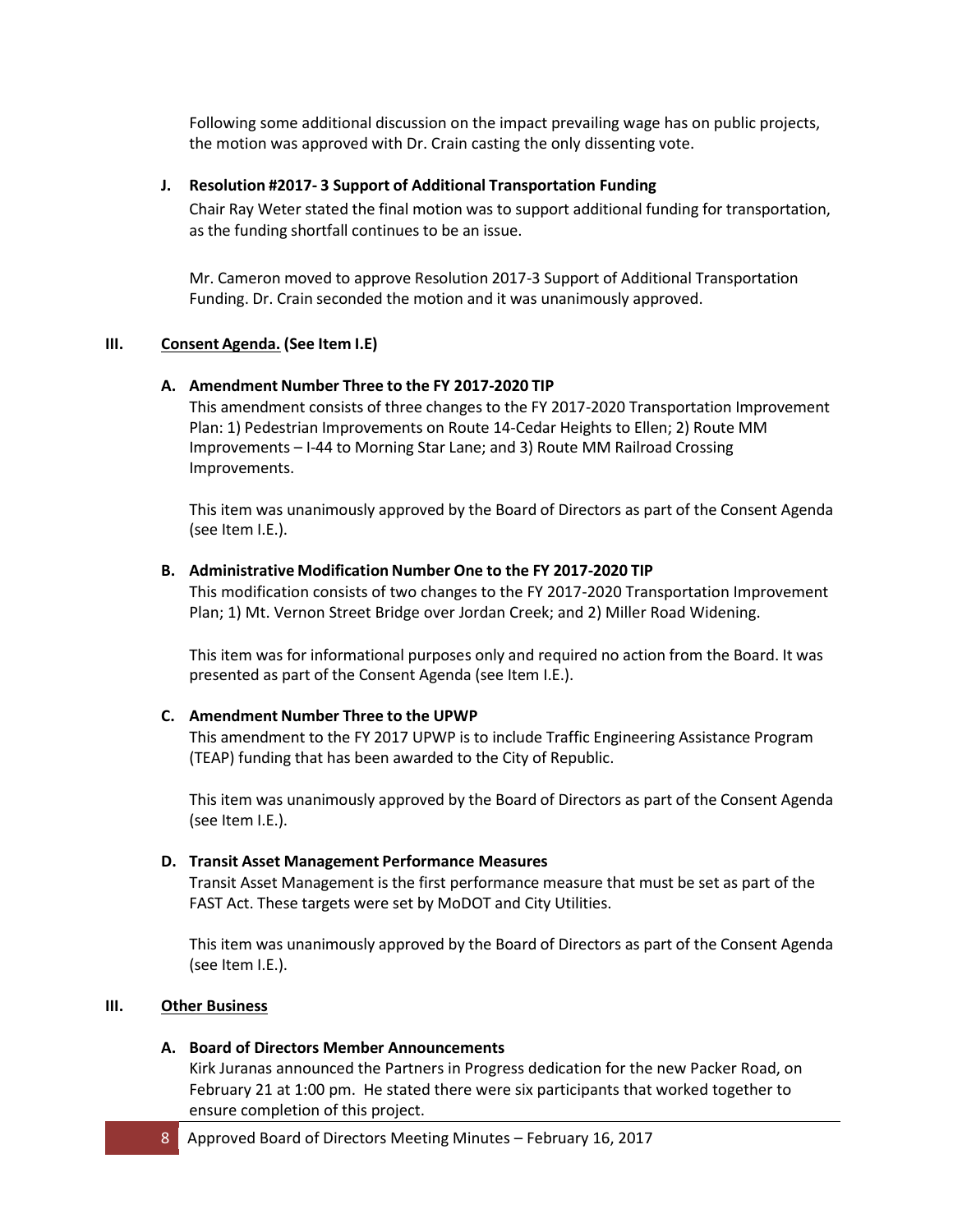Following some additional discussion on the impact prevailing wage has on public projects, the motion was approved with Dr. Crain casting the only dissenting vote.

**J. Resolution #2017- 3 Support of Additional Transportation Funding**

Chair Ray Weter stated the final motion was to support additional funding for transportation, as the funding shortfall continues to be an issue.

Mr. Cameron moved to approve Resolution 2017-3 Support of Additional Transportation Funding. Dr. Crain seconded the motion and it was unanimously approved.

## III. Consent Agenda. (See Item I.E)

**A. Amendment Number Three to the FY 2017-2020 TIP**

This amendment consists of three changes to the FY 2017-2020 Transportation Improvement Plan: 1) Pedestrian Improvements on Route 14-Cedar Heights to Ellen; 2) Route MM Improvements – I-44 to Morning Star Lane; and 3) Route MM Railroad Crossing Improvements.

This item was unanimously approved by the Board of Directors as part of the Consent Agenda (see Item I.E.).

**B. Administrative Modification Number One to the FY 2017-2020 TIP**

This modification consists of two changes to the FY 2017-2020 Transportation Improvement Plan; 1) Mt. Vernon Street Bridge over Jordan Creek; and 2) Miller Road Widening.

This item was for informational purposes only and required no action from the Board. It was presented as part of the Consent Agenda (see Item I.E.).

**C. Amendment Number Three to the UPWP**

This amendment to the FY 2017 UPWP is to include Traffic Engineering Assistance Program (TEAP) funding that has been awarded to the City of Republic.

This item was unanimously approved by the Board of Directors as part of the Consent Agenda (see Item I.E.).

**D. Transit Asset Management Performance Measures**

Transit Asset Management is the first performance measure that must be set as part of the FAST Act. These targets were set by MoDOT and City Utilities.

This item was unanimously approved by the Board of Directors as part of the Consent Agenda (see Item I.E.).

## III. Other Business

**A. Board of Directors Member Announcements**

Kirk Juranas announced the Partners in Progress dedication for the new Packer Road, on February 21 at 1:00 pm. He stated there were six participants that worked together to ensure completion of this project.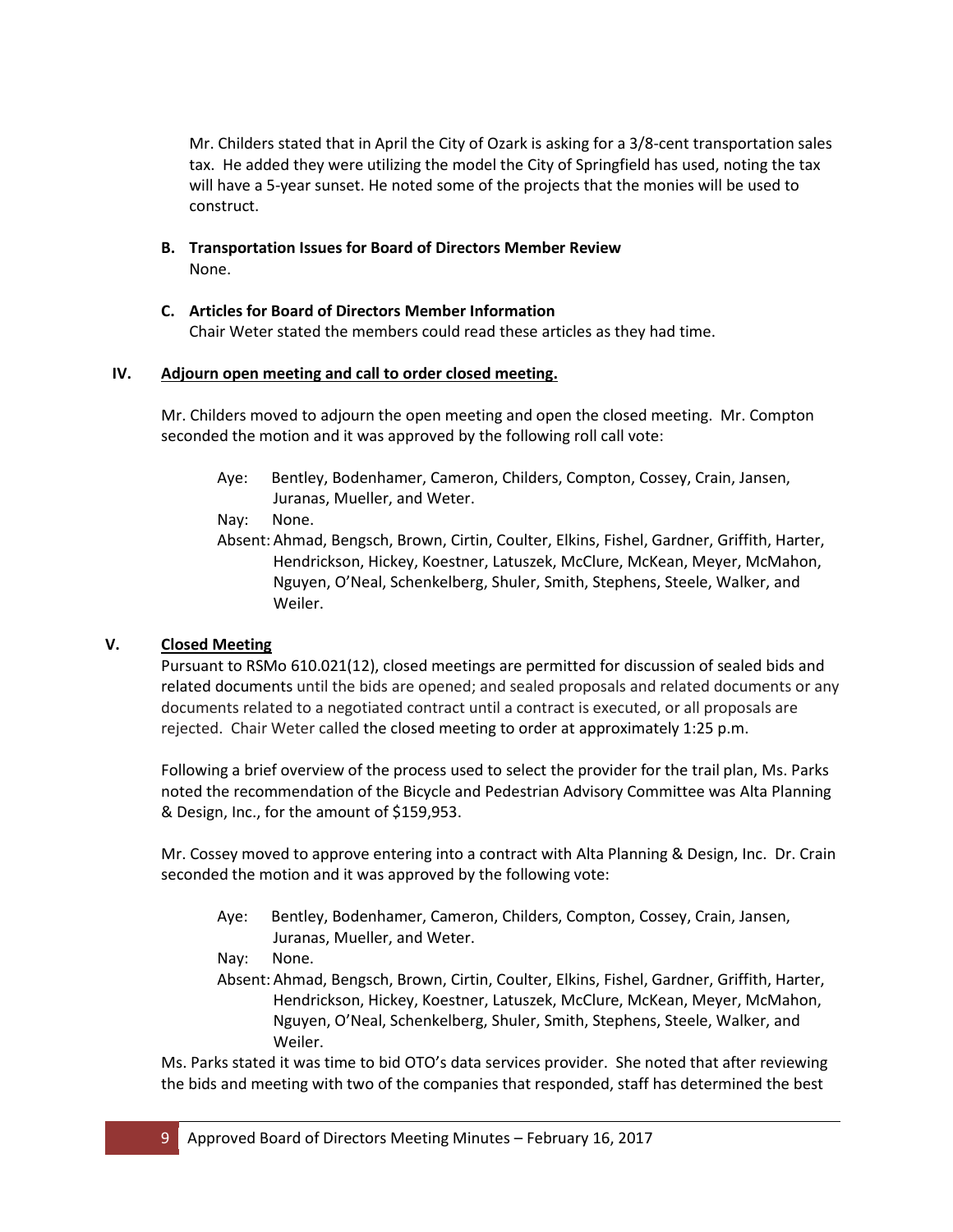Mr. Childers stated that in April the City of Ozark is asking for a 3/8-cent transportation sales tax. He added they were utilizing the model the City of Springfield has used, noting the tax will have a 5-year sunset. He noted some of the projects that the monies will be used to construct.

**B. Transportation Issues for Board of Directors Member Review**

None.

**C. Articles for Board of Directors Member Information**

Chair Weter stated the members could read these articles as they had time.

## IV. Adjourn open meeting and call to order closed meeting.

Mr. Childers moved to adjourn the open meeting and open the closed meeting. Mr. Compton seconded the motion and it was approved by the following roll call vote:

Aye: Bentley, Bodenhamer, Cameron, Childers, Compton, Cossey, Crain, Jansen, Juranas, Mueller, and Weter.

Nay: None.

Absent: Ahmad, Bengsch, Brown, Cirtin, Coulter, Elkins, Fishel, Gardner, Griffith, Harter, Hendrickson, Hickey, Koestner, Latuszek, McClure, McKean, Meyer, McMahon, Nguyen, O'Neal, Schenkelberg, Shuler, Smith, Stephens, Steele, Walker, and Weiler.

## V. Closed Meeting

Pursuant to RSMo 610.021(12), closed meetings are permitted for discussion of sealed bids and related documents until the bids are opened; and sealed proposals and related documents or any documents related to a negotiated contract until a contract is executed, or all proposals are rejected. Chair Weter called the closed meeting to order at approximately 1:25 p.m.

Following a brief overview of the process used to select the provider for the trail plan, Ms. Parks noted the recommendation of the Bicycle and Pedestrian Advisory Committee was Alta Planning & Design, Inc., for the amount of $159,953.

Mr. Cossey moved to approve entering into a contract with Alta Planning & Design, Inc. Dr. Crain seconded the motion and it was approved by the following vote:

Aye: Bentley, Bodenhamer, Cameron, Childers, Compton, Cossey, Crain, Jansen, Juranas, Mueller, and Weter.

Nay: None.

Absent: Ahmad, Bengsch, Brown, Cirtin, Coulter, Elkins, Fishel, Gardner, Griffith, Harter, Hendrickson, Hickey, Koestner, Latuszek, McClure, McKean, Meyer, McMahon, Nguyen, O'Neal, Schenkelberg, Shuler, Smith, Stephens, Steele, Walker, and Weiler.

Ms. Parks stated it was time to bid OTO's data services provider. She noted that after reviewing the bids and meeting with two of the companies that responded, staff has determined the best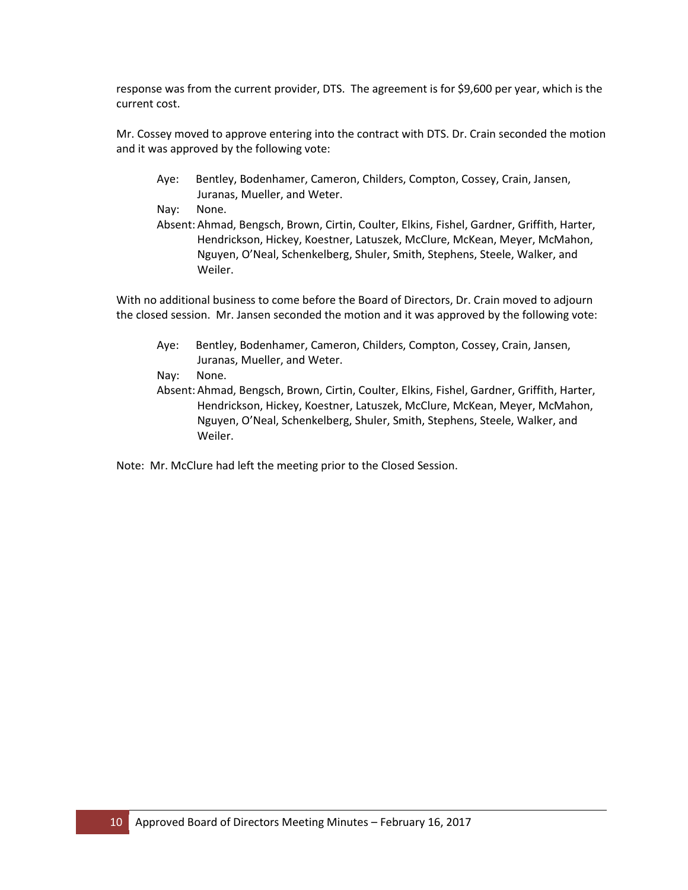response was from the current provider, DTS. The agreement is for $9,600 per year, which is the current cost.

Mr. Cossey moved to approve entering into the contract with DTS. Dr. Crain seconded the motion and it was approved by the following vote:

Aye: Bentley, Bodenhamer, Cameron, Childers, Compton, Cossey, Crain, Jansen, Juranas, Mueller, and Weter.

Nay: None.

Absent: Ahmad, Bengsch, Brown, Cirtin, Coulter, Elkins, Fishel, Gardner, Griffith, Harter, Hendrickson, Hickey, Koestner, Latuszek, McClure, McKean, Meyer, McMahon, Nguyen, O'Neal, Schenkelberg, Shuler, Smith, Stephens, Steele, Walker, and Weiler.

With no additional business to come before the Board of Directors, Dr. Crain moved to adjourn the closed session. Mr. Jansen seconded the motion and it was approved by the following vote:

Aye: Bentley, Bodenhamer, Cameron, Childers, Compton, Cossey, Crain, Jansen, Juranas, Mueller, and Weter.

Nay: None.

Absent: Ahmad, Bengsch, Brown, Cirtin, Coulter, Elkins, Fishel, Gardner, Griffith, Harter, Hendrickson, Hickey, Koestner, Latuszek, McClure, McKean, Meyer, McMahon, Nguyen, O'Neal, Schenkelberg, Shuler, Smith, Stephens, Steele, Walker, and Weiler.

Note: Mr. McClure had left the meeting prior to the Closed Session.